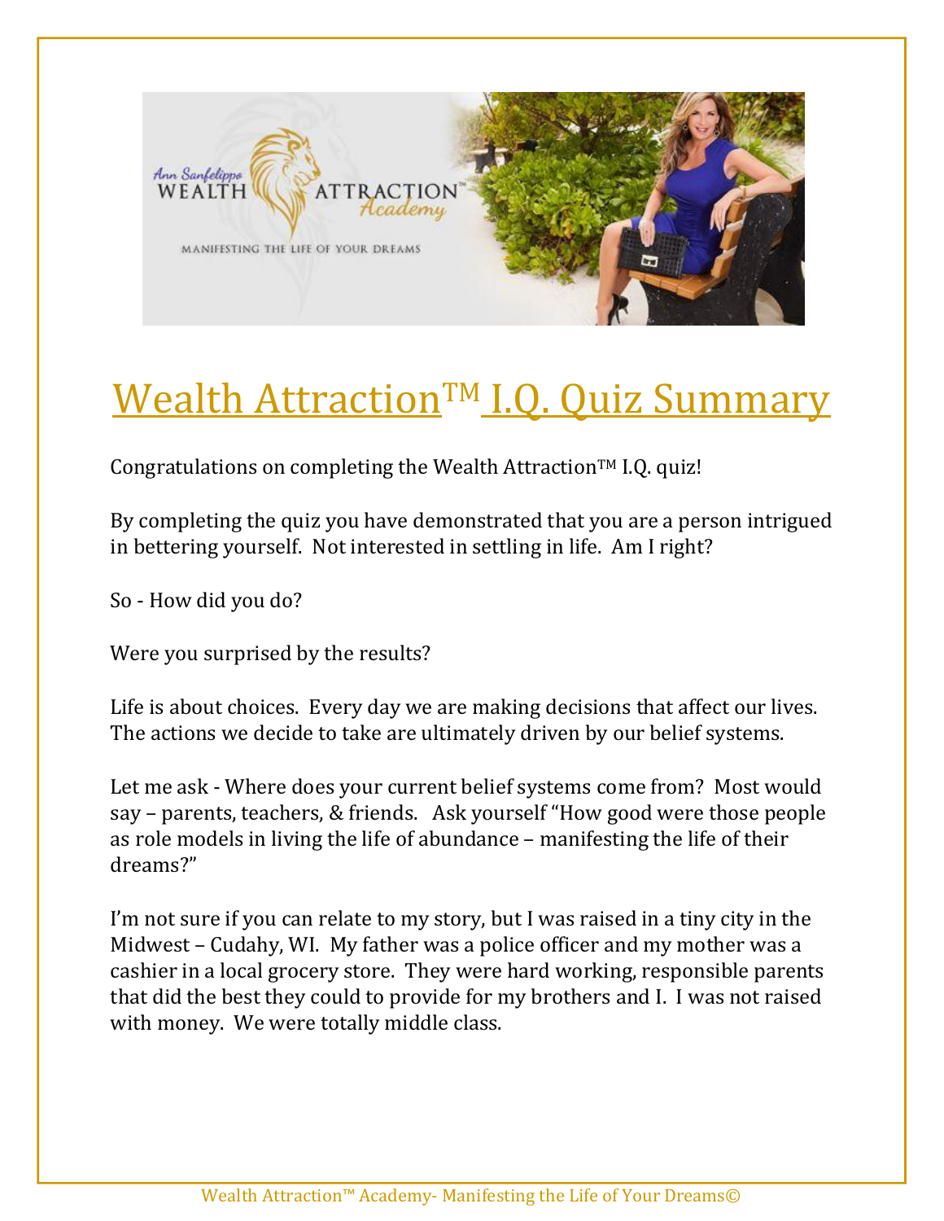# Wealth Attraction™ I.Q. Quiz Summary

Congratulations on completing the Wealth Attraction™ I.Q. quiz!

By completing the quiz you have demonstrated that you are a person intrigued in bettering yourself. Not interested in settling in life. Am I right?

So - How did you do?

Were you surprised by the results?

Life is about choices. Every day we are making decisions that affect our lives. The actions we decide to take are ultimately driven by our belief systems.

Let me ask - Where does your current belief systems come from? Most would say – parents, teachers, & friends. Ask yourself "How good were those people as role models in living the life of abundance – manifesting the life of their dreams?"

I'm not sure if you can relate to my story, but I was raised in a tiny city in the Midwest – Cudahy, WI. My father was a police officer and my mother was a cashier in a local grocery store. They were hard working, responsible parents that did the best they could to provide for my brothers and I. I was not raised with money. We were totally middle class.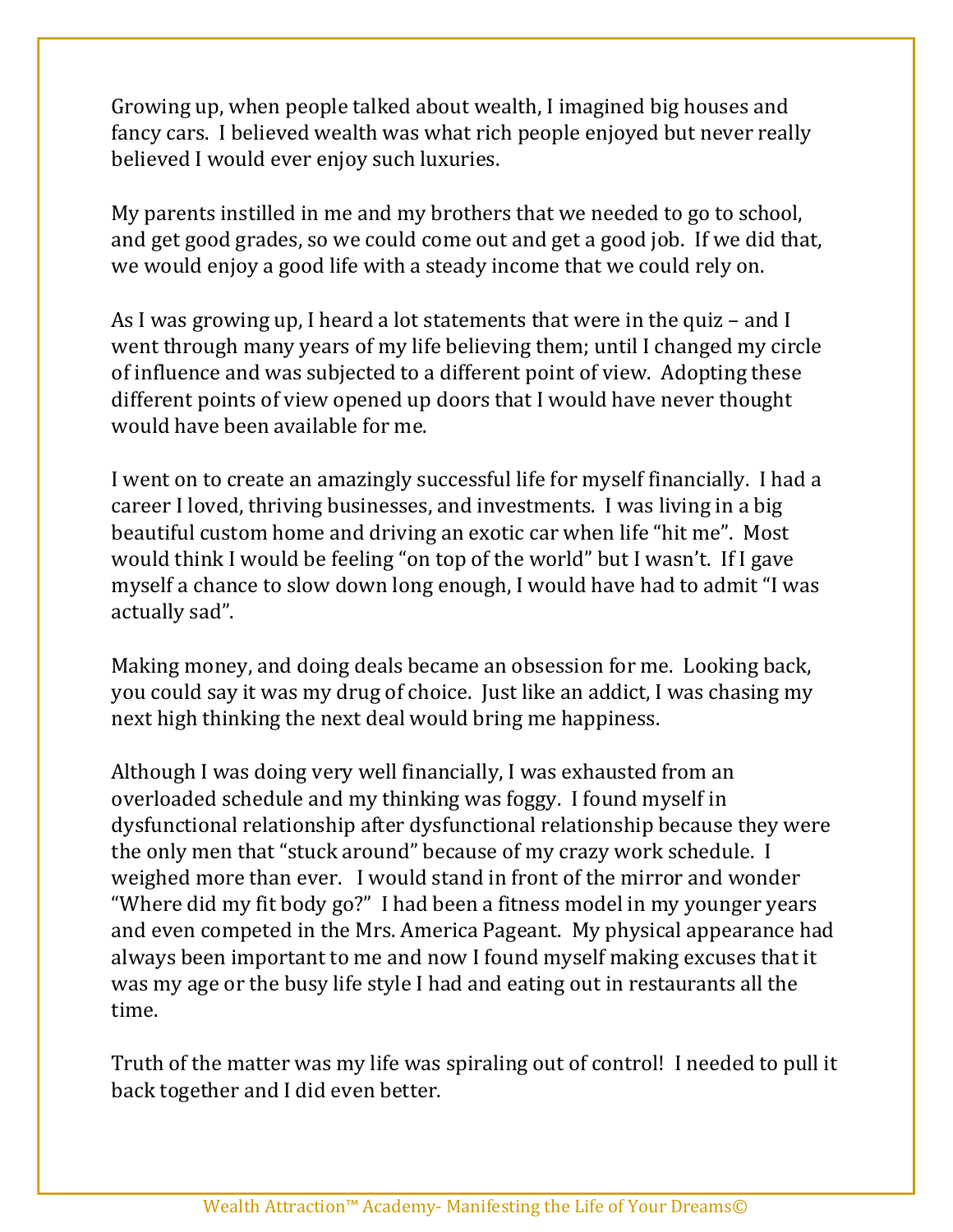Growing up, when people talked about wealth, I imagined big houses and fancy cars. I believed wealth was what rich people enjoyed but never really believed I would ever enjoy such luxuries.

My parents instilled in me and my brothers that we needed to go to school, and get good grades, so we could come out and get a good job. If we did that, we would enjoy a good life with a steady income that we could rely on.

As I was growing up, I heard a lot statements that were in the quiz – and I went through many years of my life believing them; until I changed my circle of influence and was subjected to a different point of view. Adopting these different points of view opened up doors that I would have never thought would have been available for me.

I went on to create an amazingly successful life for myself financially. I had a career I loved, thriving businesses, and investments. I was living in a big beautiful custom home and driving an exotic car when life "hit me". Most would think I would be feeling "on top of the world" but I wasn't. If I gave myself a chance to slow down long enough, I would have had to admit "I was actually sad".

Making money, and doing deals became an obsession for me. Looking back, you could say it was my drug of choice. Just like an addict, I was chasing my next high thinking the next deal would bring me happiness.

Although I was doing very well financially, I was exhausted from an overloaded schedule and my thinking was foggy. I found myself in dysfunctional relationship after dysfunctional relationship because they were the only men that "stuck around" because of my crazy work schedule. I weighed more than ever. I would stand in front of the mirror and wonder "Where did my fit body go?" I had been a fitness model in my younger years and even competed in the Mrs. America Pageant. My physical appearance had always been important to me and now I found myself making excuses that it was my age or the busy life style I had and eating out in restaurants all the time.

Truth of the matter was my life was spiraling out of control! I needed to pull it back together and I did even better.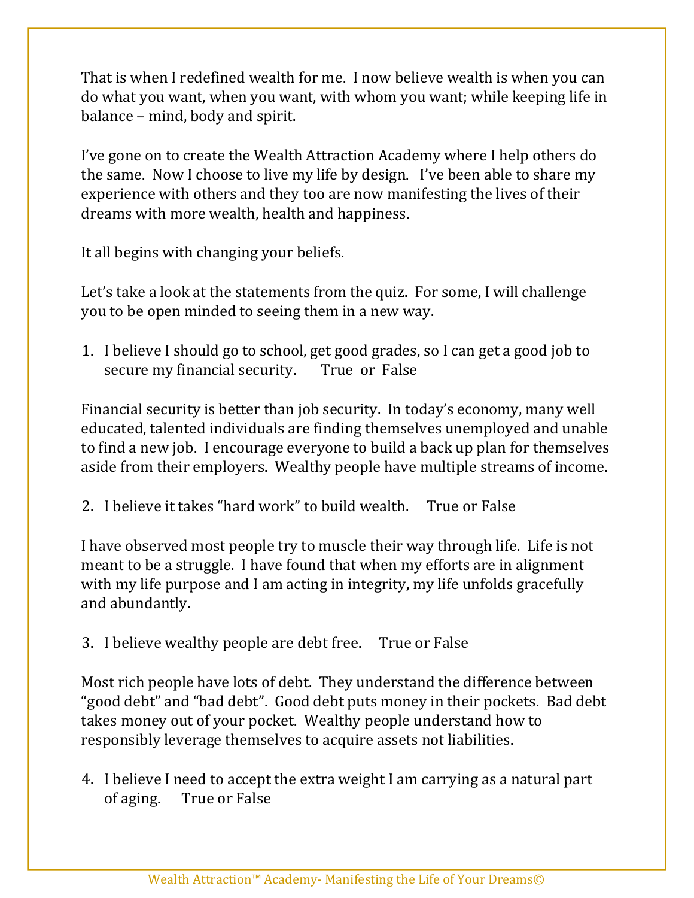That is when I redefined wealth for me. I now believe wealth is when you can do what you want, when you want, with whom you want; while keeping life in balance – mind, body and spirit.

I've gone on to create the Wealth Attraction Academy where I help others do the same. Now I choose to live my life by design. I've been able to share my experience with others and they too are now manifesting the lives of their dreams with more wealth, health and happiness.

It all begins with changing your beliefs.

Let's take a look at the statements from the quiz. For some, I will challenge you to be open minded to seeing them in a new way.

1. I believe I should go to school, get good grades, so I can get a good job to secure my financial security. True or False

Financial security is better than job security. In today's economy, many well educated, talented individuals are finding themselves unemployed and unable to find a new job. I encourage everyone to build a back up plan for themselves aside from their employers. Wealthy people have multiple streams of income.

2. I believe it takes "hard work" to build wealth. True or False

I have observed most people try to muscle their way through life. Life is not meant to be a struggle. I have found that when my efforts are in alignment with my life purpose and I am acting in integrity, my life unfolds gracefully and abundantly.

3. I believe wealthy people are debt free. True or False

Most rich people have lots of debt. They understand the difference between "good debt" and "bad debt". Good debt puts money in their pockets. Bad debt takes money out of your pocket. Wealthy people understand how to responsibly leverage themselves to acquire assets not liabilities.

4. I believe I need to accept the extra weight I am carrying as a natural part of aging. True or False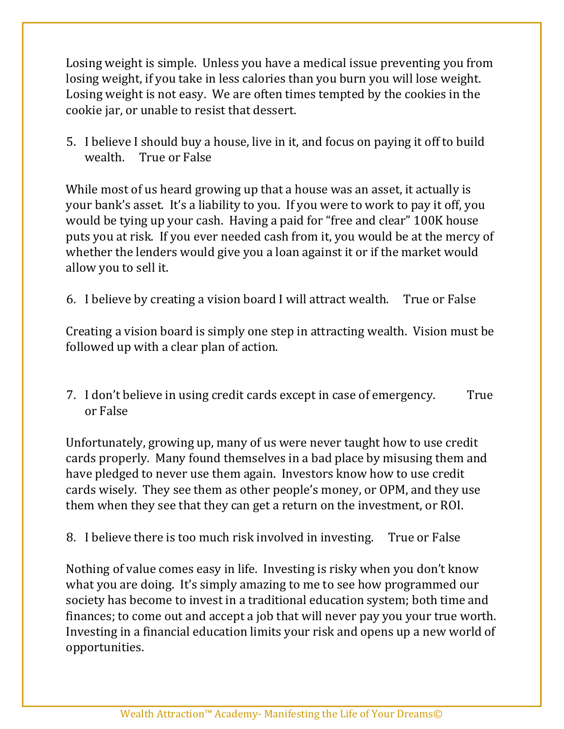Losing weight is simple. Unless you have a medical issue preventing you from losing weight, if you take in less calories than you burn you will lose weight. Losing weight is not easy. We are often times tempted by the cookies in the cookie jar, or unable to resist that dessert.

5. I believe I should buy a house, live in it, and focus on paying it off to build wealth. True or False

While most of us heard growing up that a house was an asset, it actually is your bank's asset. It's a liability to you. If you were to work to pay it off, you would be tying up your cash. Having a paid for "free and clear" 100K house puts you at risk. If you ever needed cash from it, you would be at the mercy of whether the lenders would give you a loan against it or if the market would allow you to sell it.

6. I believe by creating a vision board I will attract wealth. True or False

Creating a vision board is simply one step in attracting wealth. Vision must be followed up with a clear plan of action.

7. I don't believe in using credit cards except in case of emergency. True or False

Unfortunately, growing up, many of us were never taught how to use credit cards properly. Many found themselves in a bad place by misusing them and have pledged to never use them again. Investors know how to use credit cards wisely. They see them as other people's money, or OPM, and they use them when they see that they can get a return on the investment, or ROI.

8. I believe there is too much risk involved in investing. True or False

Nothing of value comes easy in life. Investing is risky when you don't know what you are doing. It's simply amazing to me to see how programmed our society has become to invest in a traditional education system; both time and finances; to come out and accept a job that will never pay you your true worth. Investing in a financial education limits your risk and opens up a new world of opportunities.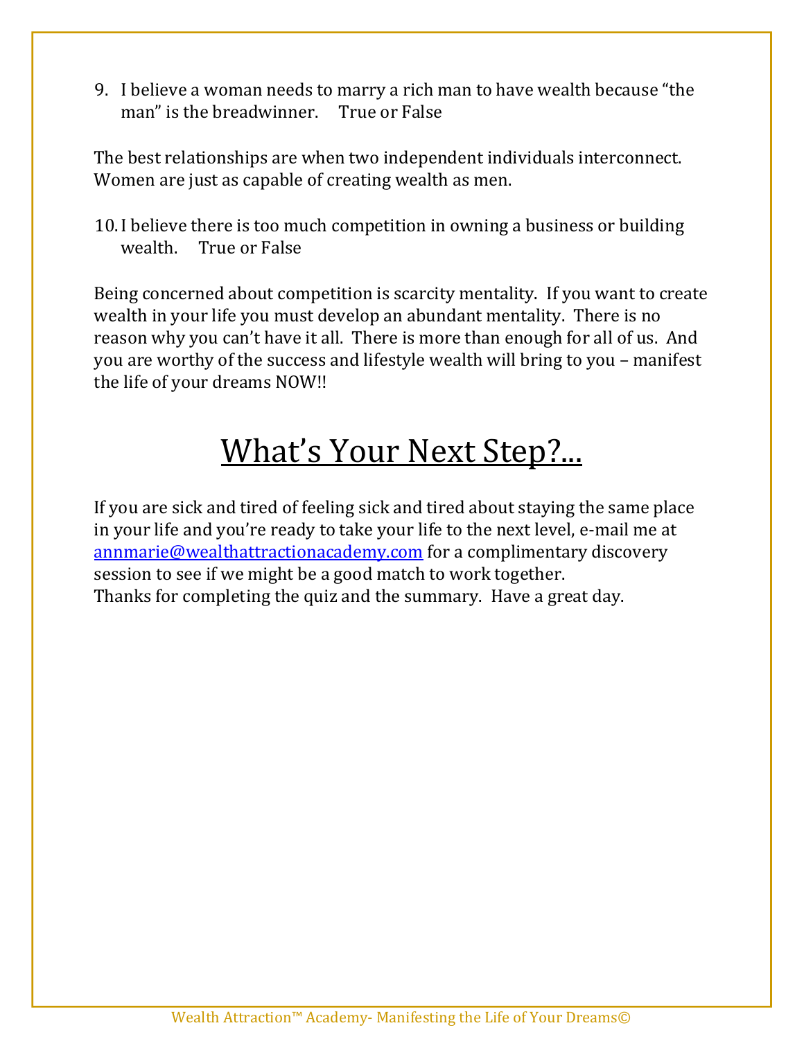9. I believe a woman needs to marry a rich man to have wealth because "the man" is the breadwinner. True or False

The best relationships are when two independent individuals interconnect. Women are just as capable of creating wealth as men.

10. I believe there is too much competition in owning a business or building wealth. True or False

Being concerned about competition is scarcity mentality. If you want to create wealth in your life you must develop an abundant mentality. There is no reason why you can't have it all. There is more than enough for all of us. And you are worthy of the success and lifestyle wealth will bring to you – manifest the life of your dreams NOW!!

# What's Your Next Step?...

If you are sick and tired of feeling sick and tired about staying the same place in your life and you're ready to take your life to the next level, e-mail me at annmarie@wealthattractionacademy.com for a complimentary discovery session to see if we might be a good match to work together.
Thanks for completing the quiz and the summary. Have a great day.